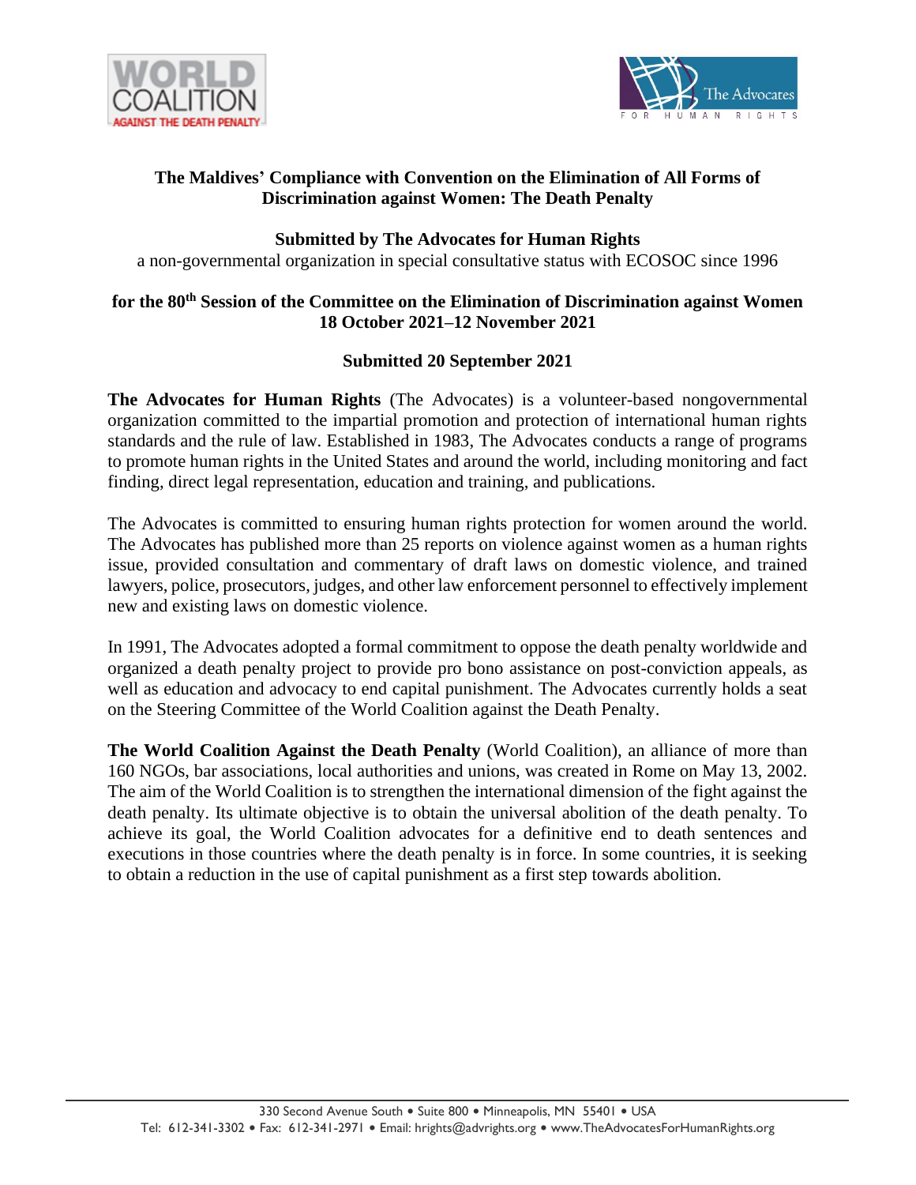# The Maldives' Compliance with Convention on the Elimination of All Forms of Discrimination against Women: The Death Penalty

**Submitted by The Advocates for Human Rights**

a non-governmental organization in special consultative status with ECOSOC since 1996

**for the 80th Session of the Committee on the Elimination of Discrimination against Women**
**18 October 2021–12 November 2021**

**Submitted 20 September 2021**

**The Advocates for Human Rights** (The Advocates) is a volunteer-based nongovernmental organization committed to the impartial promotion and protection of international human rights standards and the rule of law. Established in 1983, The Advocates conducts a range of programs to promote human rights in the United States and around the world, including monitoring and fact finding, direct legal representation, education and training, and publications.

The Advocates is committed to ensuring human rights protection for women around the world. The Advocates has published more than 25 reports on violence against women as a human rights issue, provided consultation and commentary of draft laws on domestic violence, and trained lawyers, police, prosecutors, judges, and other law enforcement personnel to effectively implement new and existing laws on domestic violence.

In 1991, The Advocates adopted a formal commitment to oppose the death penalty worldwide and organized a death penalty project to provide pro bono assistance on post-conviction appeals, as well as education and advocacy to end capital punishment. The Advocates currently holds a seat on the Steering Committee of the World Coalition against the Death Penalty.

**The World Coalition Against the Death Penalty** (World Coalition), an alliance of more than 160 NGOs, bar associations, local authorities and unions, was created in Rome on May 13, 2002. The aim of the World Coalition is to strengthen the international dimension of the fight against the death penalty. Its ultimate objective is to obtain the universal abolition of the death penalty. To achieve its goal, the World Coalition advocates for a definitive end to death sentences and executions in those countries where the death penalty is in force. In some countries, it is seeking to obtain a reduction in the use of capital punishment as a first step towards abolition.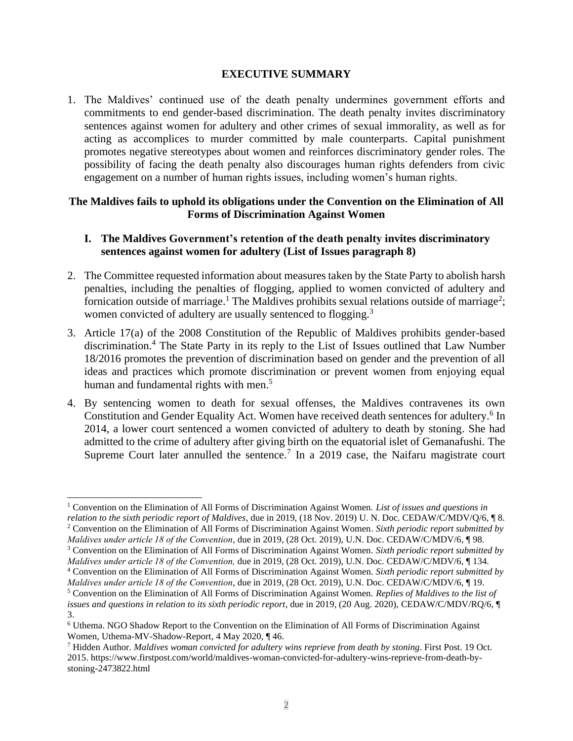## EXECUTIVE SUMMARY

1. The Maldives' continued use of the death penalty undermines government efforts and commitments to end gender-based discrimination. The death penalty invites discriminatory sentences against women for adultery and other crimes of sexual immorality, as well as for acting as accomplices to murder committed by male counterparts. Capital punishment promotes negative stereotypes about women and reinforces discriminatory gender roles. The possibility of facing the death penalty also discourages human rights defenders from civic engagement on a number of human rights issues, including women's human rights.

### The Maldives fails to uphold its obligations under the Convention on the Elimination of All Forms of Discrimination Against Women

#### I. The Maldives Government's retention of the death penalty invites discriminatory sentences against women for adultery (List of Issues paragraph 8)

2. The Committee requested information about measures taken by the State Party to abolish harsh penalties, including the penalties of flogging, applied to women convicted of adultery and fornication outside of marriage.[1] The Maldives prohibits sexual relations outside of marriage[2]; women convicted of adultery are usually sentenced to flogging.[3]

3. Article 17(a) of the 2008 Constitution of the Republic of Maldives prohibits gender-based discrimination.[4] The State Party in its reply to the List of Issues outlined that Law Number 18/2016 promotes the prevention of discrimination based on gender and the prevention of all ideas and practices which promote discrimination or prevent women from enjoying equal human and fundamental rights with men.[5]

4. By sentencing women to death for sexual offenses, the Maldives contravenes its own Constitution and Gender Equality Act. Women have received death sentences for adultery.[6] In 2014, a lower court sentenced a women convicted of adultery to death by stoning. She had admitted to the crime of adultery after giving birth on the equatorial islet of Gemanafushi. The Supreme Court later annulled the sentence.[7] In a 2019 case, the Naifaru magistrate court

---

[1] Convention on the Elimination of All Forms of Discrimination Against Women. *List of issues and questions in relation to the sixth periodic report of Maldives,* due in 2019, (18 Nov. 2019) U. N. Doc. CEDAW/C/MDV/Q/6, ¶ 8.

[2] Convention on the Elimination of All Forms of Discrimination Against Women. *Sixth periodic report submitted by Maldives under article 18 of the Convention*, due in 2019, (28 Oct. 2019), U.N. Doc. CEDAW/C/MDV/6, ¶ 98.

[3] Convention on the Elimination of All Forms of Discrimination Against Women. *Sixth periodic report submitted by Maldives under article 18 of the Convention,* due in 2019, (28 Oct. 2019), U.N. Doc. CEDAW/C/MDV/6, ¶ 134.

[4] Convention on the Elimination of All Forms of Discrimination Against Women. *Sixth periodic report submitted by Maldives under article 18 of the Convention*, due in 2019, (28 Oct. 2019), U.N. Doc. CEDAW/C/MDV/6, ¶ 19.

[5] Convention on the Elimination of All Forms of Discrimination Against Women. *Replies of Maldives to the list of issues and questions in relation to its sixth periodic report,* due in 2019, (20 Aug. 2020), CEDAW/C/MDV/RQ/6, ¶ 3.

[6] Uthema. NGO Shadow Report to the Convention on the Elimination of All Forms of Discrimination Against Women, Uthema-MV-Shadow-Report, 4 May 2020, ¶ 46.

[7] Hidden Author. *Maldives woman convicted for adultery wins reprieve from death by stoning*. First Post. 19 Oct. 2015. https://www.firstpost.com/world/maldives-woman-convicted-for-adultery-wins-reprieve-from-death-by-stoning-2473822.html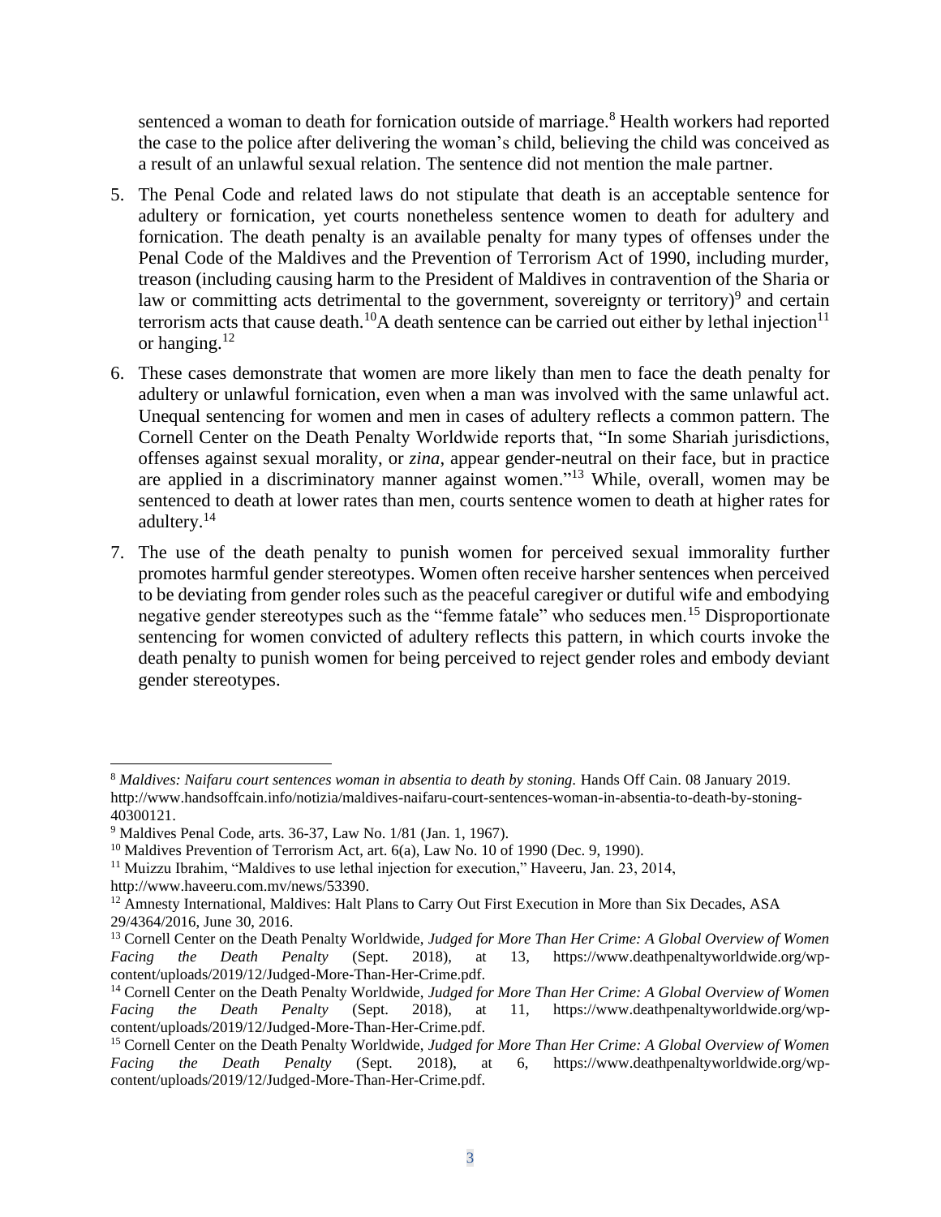sentenced a woman to death for fornication outside of marriage.[8] Health workers had reported the case to the police after delivering the woman's child, believing the child was conceived as a result of an unlawful sexual relation. The sentence did not mention the male partner.

5. The Penal Code and related laws do not stipulate that death is an acceptable sentence for adultery or fornication, yet courts nonetheless sentence women to death for adultery and fornication. The death penalty is an available penalty for many types of offenses under the Penal Code of the Maldives and the Prevention of Terrorism Act of 1990, including murder, treason (including causing harm to the President of Maldives in contravention of the Sharia or law or committing acts detrimental to the government, sovereignty or territory)[9] and certain terrorism acts that cause death.[10]A death sentence can be carried out either by lethal injection[11] or hanging.[12]

6. These cases demonstrate that women are more likely than men to face the death penalty for adultery or unlawful fornication, even when a man was involved with the same unlawful act. Unequal sentencing for women and men in cases of adultery reflects a common pattern. The Cornell Center on the Death Penalty Worldwide reports that, "In some Shariah jurisdictions, offenses against sexual morality, or *zina*, appear gender-neutral on their face, but in practice are applied in a discriminatory manner against women."[13] While, overall, women may be sentenced to death at lower rates than men, courts sentence women to death at higher rates for adultery.[14]

7. The use of the death penalty to punish women for perceived sexual immorality further promotes harmful gender stereotypes. Women often receive harsher sentences when perceived to be deviating from gender roles such as the peaceful caregiver or dutiful wife and embodying negative gender stereotypes such as the "femme fatale" who seduces men.[15] Disproportionate sentencing for women convicted of adultery reflects this pattern, in which courts invoke the death penalty to punish women for being perceived to reject gender roles and embody deviant gender stereotypes.

---

[8] *Maldives: Naifaru court sentences woman in absentia to death by stoning.* Hands Off Cain. 08 January 2019. http://www.handsoffcain.info/notizia/maldives-naifaru-court-sentences-woman-in-absentia-to-death-by-stoning-40300121.

[9] Maldives Penal Code, arts. 36-37, Law No. 1/81 (Jan. 1, 1967).

[10] Maldives Prevention of Terrorism Act, art. 6(a), Law No. 10 of 1990 (Dec. 9, 1990).

[11] Muizzu Ibrahim, "Maldives to use lethal injection for execution," Haveeru, Jan. 23, 2014, http://www.haveeru.com.mv/news/53390.

[12] Amnesty International, Maldives: Halt Plans to Carry Out First Execution in More than Six Decades, ASA 29/4364/2016, June 30, 2016.

[13] Cornell Center on the Death Penalty Worldwide, *Judged for More Than Her Crime: A Global Overview of Women Facing the Death Penalty* (Sept. 2018), at 13, https://www.deathpenaltyworldwide.org/wp-content/uploads/2019/12/Judged-More-Than-Her-Crime.pdf.

[14] Cornell Center on the Death Penalty Worldwide, *Judged for More Than Her Crime: A Global Overview of Women Facing the Death Penalty* (Sept. 2018), at 11, https://www.deathpenaltyworldwide.org/wp-content/uploads/2019/12/Judged-More-Than-Her-Crime.pdf.

[15] Cornell Center on the Death Penalty Worldwide, *Judged for More Than Her Crime: A Global Overview of Women Facing the Death Penalty* (Sept. 2018), at 6, https://www.deathpenaltyworldwide.org/wp-content/uploads/2019/12/Judged-More-Than-Her-Crime.pdf.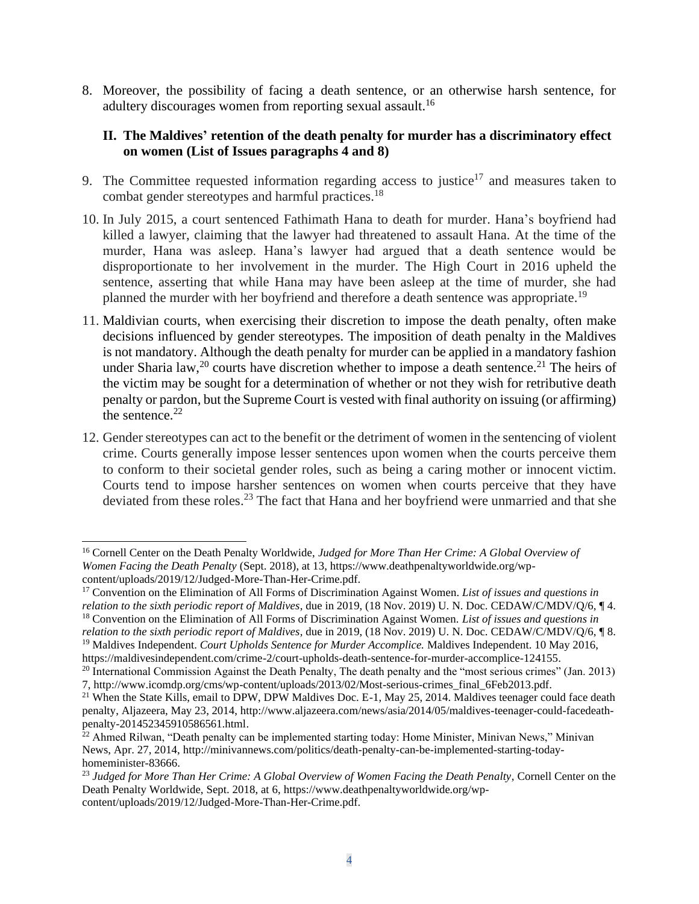8. Moreover, the possibility of facing a death sentence, or an otherwise harsh sentence, for adultery discourages women from reporting sexual assault.[16]

## II. The Maldives' retention of the death penalty for murder has a discriminatory effect on women (List of Issues paragraphs 4 and 8)

9. The Committee requested information regarding access to justice[17] and measures taken to combat gender stereotypes and harmful practices.[18]

10. In July 2015, a court sentenced Fathimath Hana to death for murder. Hana's boyfriend had killed a lawyer, claiming that the lawyer had threatened to assault Hana. At the time of the murder, Hana was asleep. Hana's lawyer had argued that a death sentence would be disproportionate to her involvement in the murder. The High Court in 2016 upheld the sentence, asserting that while Hana may have been asleep at the time of murder, she had planned the murder with her boyfriend and therefore a death sentence was appropriate.[19]

11. Maldivian courts, when exercising their discretion to impose the death penalty, often make decisions influenced by gender stereotypes. The imposition of death penalty in the Maldives is not mandatory. Although the death penalty for murder can be applied in a mandatory fashion under Sharia law,[20] courts have discretion whether to impose a death sentence.[21] The heirs of the victim may be sought for a determination of whether or not they wish for retributive death penalty or pardon, but the Supreme Court is vested with final authority on issuing (or affirming) the sentence.[22]

12. Gender stereotypes can act to the benefit or the detriment of women in the sentencing of violent crime. Courts generally impose lesser sentences upon women when the courts perceive them to conform to their societal gender roles, such as being a caring mother or innocent victim. Courts tend to impose harsher sentences on women when courts perceive that they have deviated from these roles.[23] The fact that Hana and her boyfriend were unmarried and that she

---

[16] Cornell Center on the Death Penalty Worldwide, *Judged for More Than Her Crime: A Global Overview of Women Facing the Death Penalty* (Sept. 2018), at 13, https://www.deathpenaltyworldwide.org/wp-content/uploads/2019/12/Judged-More-Than-Her-Crime.pdf.

[17] Convention on the Elimination of All Forms of Discrimination Against Women. *List of issues and questions in relation to the sixth periodic report of Maldives*, due in 2019, (18 Nov. 2019) U. N. Doc. CEDAW/C/MDV/Q/6, ¶ 4.

[18] Convention on the Elimination of All Forms of Discrimination Against Women. *List of issues and questions in relation to the sixth periodic report of Maldives*, due in 2019, (18 Nov. 2019) U. N. Doc. CEDAW/C/MDV/Q/6, ¶ 8.

[19] Maldives Independent. *Court Upholds Sentence for Murder Accomplice.* Maldives Independent. 10 May 2016, https://maldivesindependent.com/crime-2/court-upholds-death-sentence-for-murder-accomplice-124155.

[20] International Commission Against the Death Penalty, The death penalty and the "most serious crimes" (Jan. 2013) 7, http://www.icomdp.org/cms/wp-content/uploads/2013/02/Most-serious-crimes_final_6Feb2013.pdf.

[21] When the State Kills, email to DPW, DPW Maldives Doc. E-1, May 25, 2014. Maldives teenager could face death penalty, Aljazeera, May 23, 2014, http://www.aljazeera.com/news/asia/2014/05/maldives-teenager-could-facedeath-penalty-201452345910586561.html.

[22] Ahmed Rilwan, "Death penalty can be implemented starting today: Home Minister, Minivan News," Minivan News, Apr. 27, 2014, http://minivannews.com/politics/death-penalty-can-be-implemented-starting-today-homeminister-83666.

[23] *Judged for More Than Her Crime: A Global Overview of Women Facing the Death Penalty*, Cornell Center on the Death Penalty Worldwide, Sept. 2018, at 6, https://www.deathpenaltyworldwide.org/wp-content/uploads/2019/12/Judged-More-Than-Her-Crime.pdf.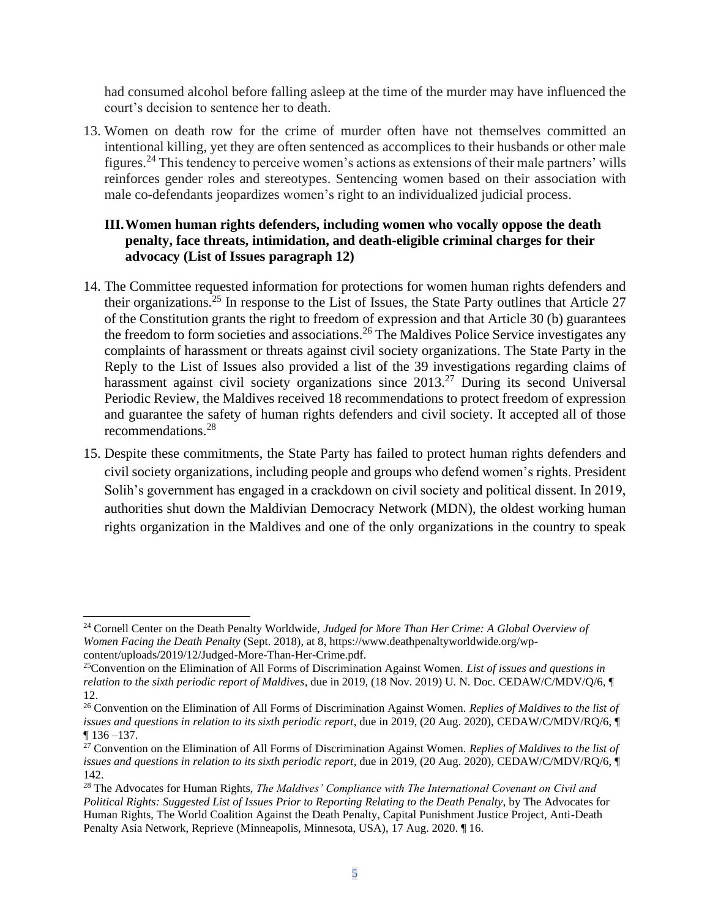had consumed alcohol before falling asleep at the time of the murder may have influenced the court's decision to sentence her to death.

13. Women on death row for the crime of murder often have not themselves committed an intentional killing, yet they are often sentenced as accomplices to their husbands or other male figures.[24] This tendency to perceive women's actions as extensions of their male partners' wills reinforces gender roles and stereotypes. Sentencing women based on their association with male co-defendants jeopardizes women's right to an individualized judicial process.

### III. Women human rights defenders, including women who vocally oppose the death penalty, face threats, intimidation, and death-eligible criminal charges for their advocacy (List of Issues paragraph 12)

14. The Committee requested information for protections for women human rights defenders and their organizations.[25] In response to the List of Issues, the State Party outlines that Article 27 of the Constitution grants the right to freedom of expression and that Article 30 (b) guarantees the freedom to form societies and associations.[26] The Maldives Police Service investigates any complaints of harassment or threats against civil society organizations. The State Party in the Reply to the List of Issues also provided a list of the 39 investigations regarding claims of harassment against civil society organizations since 2013.[27] During its second Universal Periodic Review, the Maldives received 18 recommendations to protect freedom of expression and guarantee the safety of human rights defenders and civil society. It accepted all of those recommendations.[28]

15. Despite these commitments, the State Party has failed to protect human rights defenders and civil society organizations, including people and groups who defend women's rights. President Solih's government has engaged in a crackdown on civil society and political dissent. In 2019, authorities shut down the Maldivian Democracy Network (MDN), the oldest working human rights organization in the Maldives and one of the only organizations in the country to speak

---

[24] Cornell Center on the Death Penalty Worldwide, *Judged for More Than Her Crime: A Global Overview of Women Facing the Death Penalty* (Sept. 2018), at 8, https://www.deathpenaltyworldwide.org/wp-content/uploads/2019/12/Judged-More-Than-Her-Crime.pdf.

[25] Convention on the Elimination of All Forms of Discrimination Against Women. *List of issues and questions in relation to the sixth periodic report of Maldives,* due in 2019, (18 Nov. 2019) U. N. Doc. CEDAW/C/MDV/Q/6, ¶ 12.

[26] Convention on the Elimination of All Forms of Discrimination Against Women. *Replies of Maldives to the list of issues and questions in relation to its sixth periodic report*, due in 2019, (20 Aug. 2020), CEDAW/C/MDV/RQ/6, ¶ ¶ 136 –137.

[27] Convention on the Elimination of All Forms of Discrimination Against Women. *Replies of Maldives to the list of issues and questions in relation to its sixth periodic report,* due in 2019, (20 Aug. 2020), CEDAW/C/MDV/RQ/6, ¶ 142.

[28] The Advocates for Human Rights, *The Maldives' Compliance with The International Covenant on Civil and Political Rights: Suggested List of Issues Prior to Reporting Relating to the Death Penalty*, by The Advocates for Human Rights, The World Coalition Against the Death Penalty, Capital Punishment Justice Project, Anti-Death Penalty Asia Network, Reprieve (Minneapolis, Minnesota, USA), 17 Aug. 2020. ¶ 16.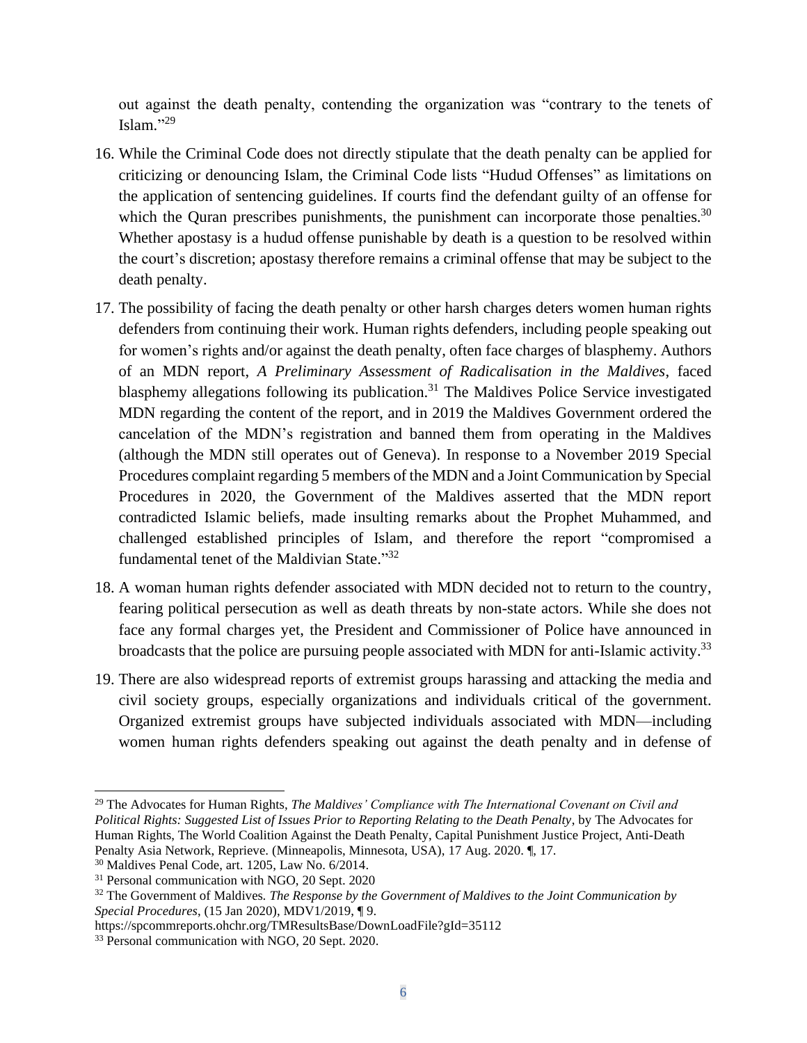out against the death penalty, contending the organization was "contrary to the tenets of Islam."[29]

16. While the Criminal Code does not directly stipulate that the death penalty can be applied for criticizing or denouncing Islam, the Criminal Code lists "Hudud Offenses" as limitations on the application of sentencing guidelines. If courts find the defendant guilty of an offense for which the Quran prescribes punishments, the punishment can incorporate those penalties.[30] Whether apostasy is a hudud offense punishable by death is a question to be resolved within the court's discretion; apostasy therefore remains a criminal offense that may be subject to the death penalty.

17. The possibility of facing the death penalty or other harsh charges deters women human rights defenders from continuing their work. Human rights defenders, including people speaking out for women's rights and/or against the death penalty, often face charges of blasphemy. Authors of an MDN report, *A Preliminary Assessment of Radicalisation in the Maldives*, faced blasphemy allegations following its publication.[31] The Maldives Police Service investigated MDN regarding the content of the report, and in 2019 the Maldives Government ordered the cancelation of the MDN's registration and banned them from operating in the Maldives (although the MDN still operates out of Geneva). In response to a November 2019 Special Procedures complaint regarding 5 members of the MDN and a Joint Communication by Special Procedures in 2020, the Government of the Maldives asserted that the MDN report contradicted Islamic beliefs, made insulting remarks about the Prophet Muhammed, and challenged established principles of Islam, and therefore the report "compromised a fundamental tenet of the Maldivian State."[32]

18. A woman human rights defender associated with MDN decided not to return to the country, fearing political persecution as well as death threats by non-state actors. While she does not face any formal charges yet, the President and Commissioner of Police have announced in broadcasts that the police are pursuing people associated with MDN for anti-Islamic activity.[33]

19. There are also widespread reports of extremist groups harassing and attacking the media and civil society groups, especially organizations and individuals critical of the government. Organized extremist groups have subjected individuals associated with MDN—including women human rights defenders speaking out against the death penalty and in defense of

---

[29] The Advocates for Human Rights, *The Maldives' Compliance with The International Covenant on Civil and Political Rights: Suggested List of Issues Prior to Reporting Relating to the Death Penalty*, by The Advocates for Human Rights, The World Coalition Against the Death Penalty, Capital Punishment Justice Project, Anti-Death Penalty Asia Network, Reprieve. (Minneapolis, Minnesota, USA), 17 Aug. 2020. ¶, 17.

[30] Maldives Penal Code, art. 1205, Law No. 6/2014.

[31] Personal communication with NGO, 20 Sept. 2020

[32] The Government of Maldives. *The Response by the Government of Maldives to the Joint Communication by Special Procedures*, (15 Jan 2020), MDV1/2019, ¶ 9. https://spcommreports.ohchr.org/TMResultsBase/DownLoadFile?gId=35112

[33] Personal communication with NGO, 20 Sept. 2020.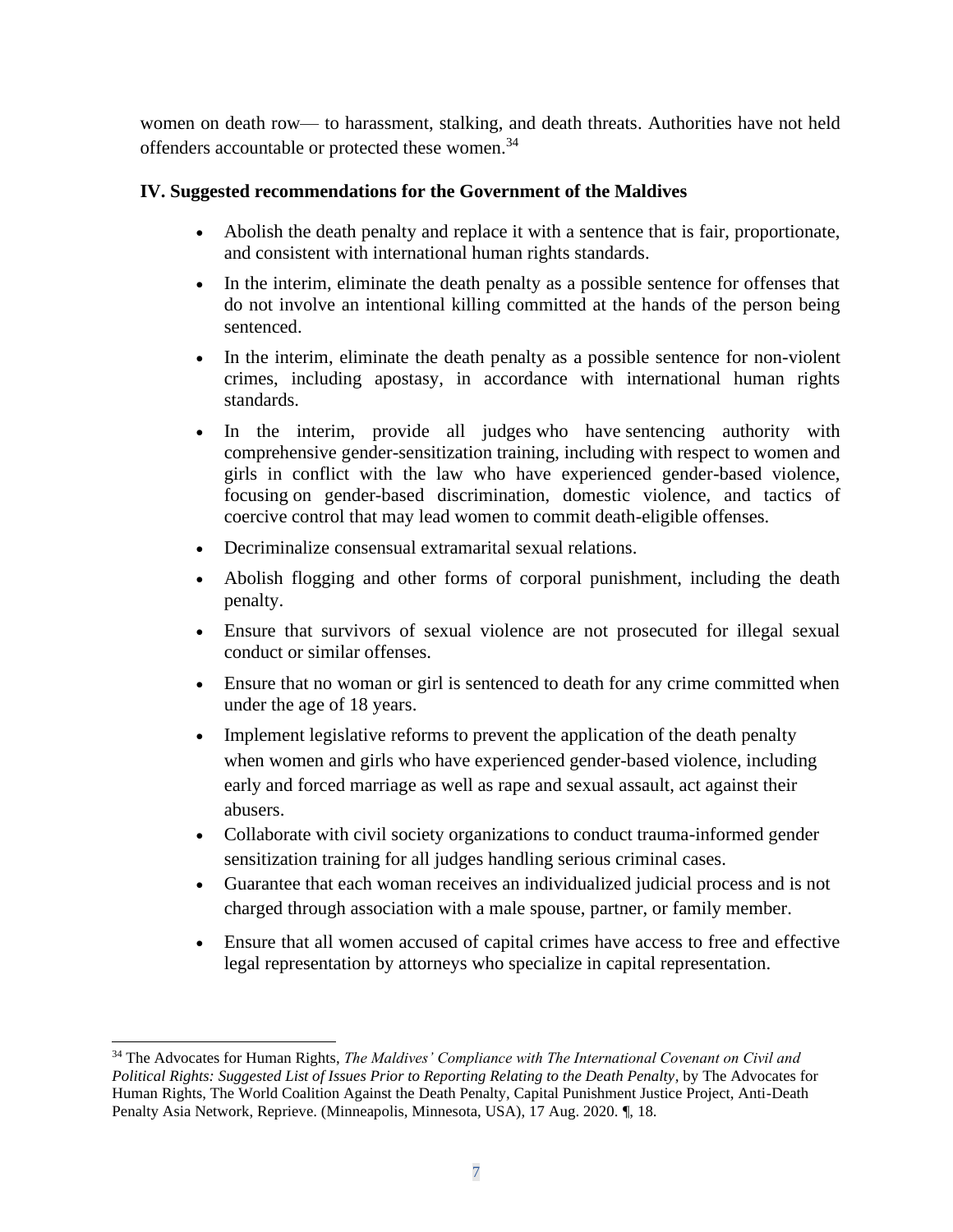women on death row— to harassment, stalking, and death threats. Authorities have not held offenders accountable or protected these women.[34]

### IV. Suggested recommendations for the Government of the Maldives

- Abolish the death penalty and replace it with a sentence that is fair, proportionate, and consistent with international human rights standards.
- In the interim, eliminate the death penalty as a possible sentence for offenses that do not involve an intentional killing committed at the hands of the person being sentenced.
- In the interim, eliminate the death penalty as a possible sentence for non-violent crimes, including apostasy, in accordance with international human rights standards.
- In the interim, provide all judges who have sentencing authority with comprehensive gender-sensitization training, including with respect to women and girls in conflict with the law who have experienced gender-based violence, focusing on gender-based discrimination, domestic violence, and tactics of coercive control that may lead women to commit death-eligible offenses.
- Decriminalize consensual extramarital sexual relations.
- Abolish flogging and other forms of corporal punishment, including the death penalty.
- Ensure that survivors of sexual violence are not prosecuted for illegal sexual conduct or similar offenses.
- Ensure that no woman or girl is sentenced to death for any crime committed when under the age of 18 years.
- Implement legislative reforms to prevent the application of the death penalty when women and girls who have experienced gender-based violence, including early and forced marriage as well as rape and sexual assault, act against their abusers.
- Collaborate with civil society organizations to conduct trauma-informed gender sensitization training for all judges handling serious criminal cases.
- Guarantee that each woman receives an individualized judicial process and is not charged through association with a male spouse, partner, or family member.
- Ensure that all women accused of capital crimes have access to free and effective legal representation by attorneys who specialize in capital representation.

---

[34] The Advocates for Human Rights, *The Maldives' Compliance with The International Covenant on Civil and Political Rights: Suggested List of Issues Prior to Reporting Relating to the Death Penalty*, by The Advocates for Human Rights, The World Coalition Against the Death Penalty, Capital Punishment Justice Project, Anti-Death Penalty Asia Network, Reprieve. (Minneapolis, Minnesota, USA), 17 Aug. 2020. ¶, 18.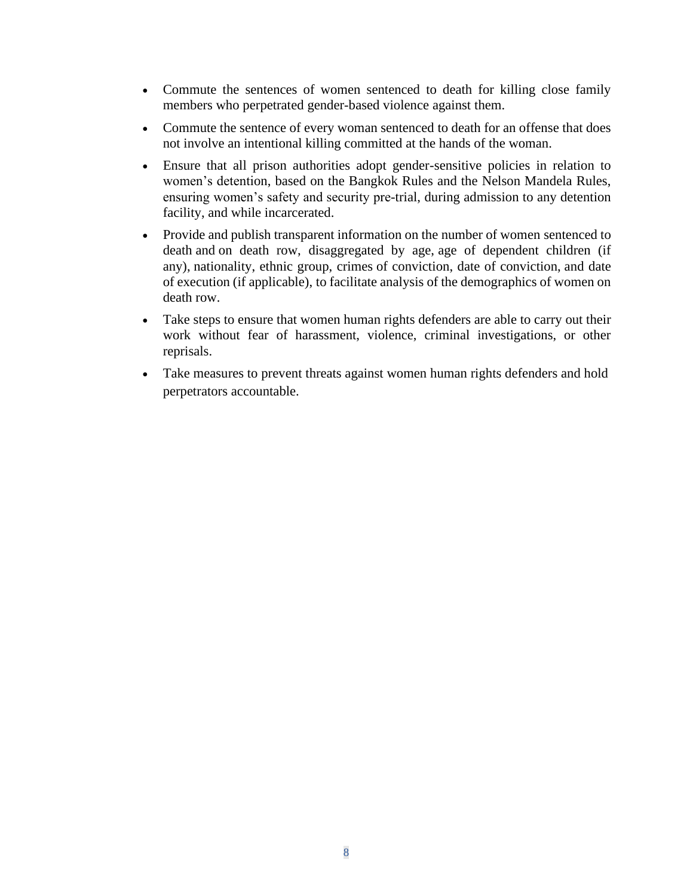- Commute the sentences of women sentenced to death for killing close family members who perpetrated gender-based violence against them.
- Commute the sentence of every woman sentenced to death for an offense that does not involve an intentional killing committed at the hands of the woman.
- Ensure that all prison authorities adopt gender-sensitive policies in relation to women's detention, based on the Bangkok Rules and the Nelson Mandela Rules, ensuring women's safety and security pre-trial, during admission to any detention facility, and while incarcerated.
- Provide and publish transparent information on the number of women sentenced to death and on death row, disaggregated by age, age of dependent children (if any), nationality, ethnic group, crimes of conviction, date of conviction, and date of execution (if applicable), to facilitate analysis of the demographics of women on death row.
- Take steps to ensure that women human rights defenders are able to carry out their work without fear of harassment, violence, criminal investigations, or other reprisals.
- Take measures to prevent threats against women human rights defenders and hold perpetrators accountable.